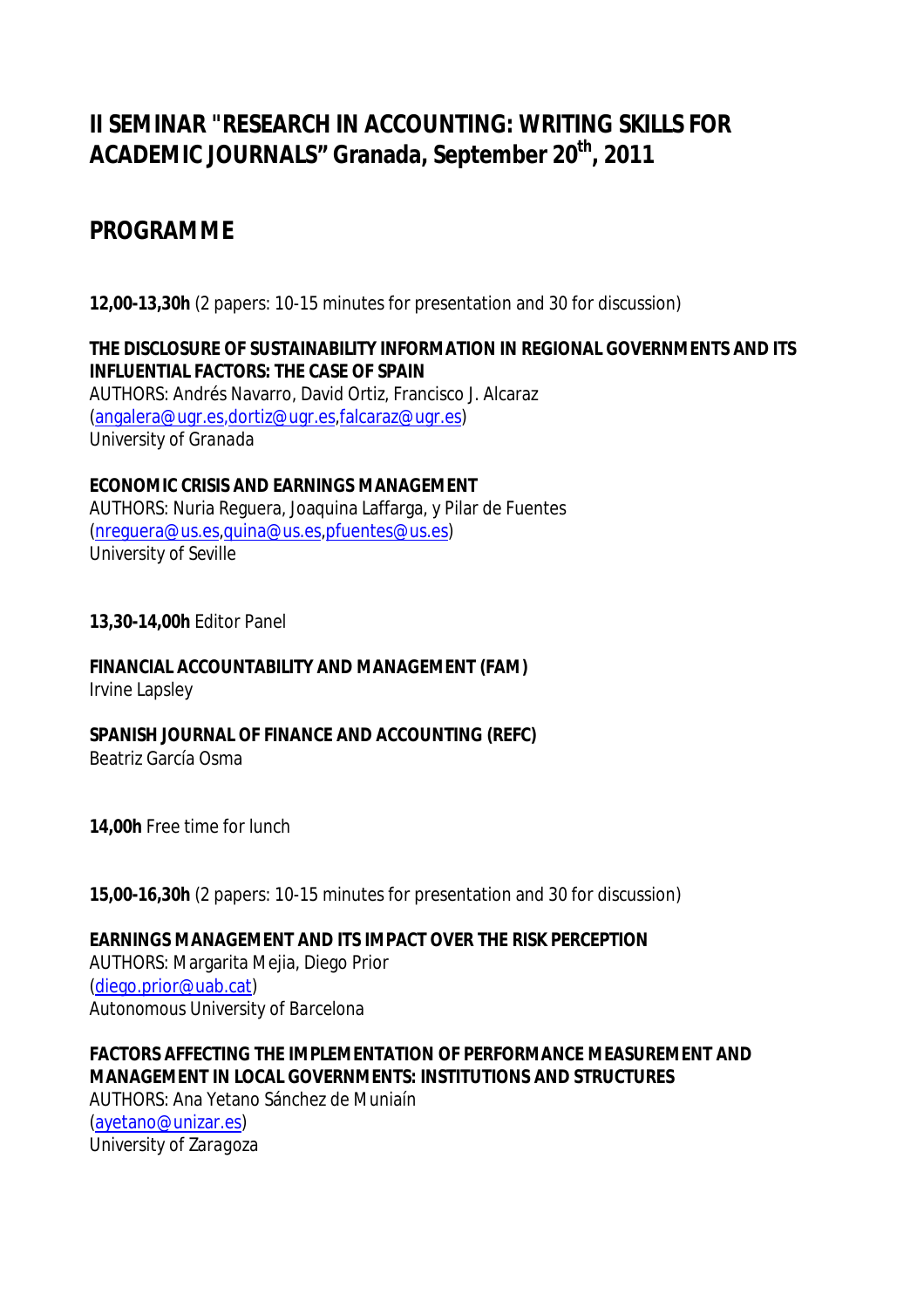# II SEMINAR "RESEARCH IN ACCOUNTING: WRITING SKILLS FOR ACADEMIC JOURNALS" Granada, September 20th, 2011

## PROGRAMME

**12,00-13,30h** (2 papers: 10-15 minutes for presentation and 30 for discussion)

**THE DISCLOSURE OF SUSTAINABILITY INFORMATION IN REGIONAL GOVERNMENTS AND ITS INFLUENTIAL FACTORS: THE CASE OF SPAIN**
AUTHORS: Andrés Navarro, David Ortiz, Francisco J. Alcaraz
(angalera@ugr.es,dortiz@ugr.es,falcaraz@ugr.es)
University of Granada

**ECONOMIC CRISIS AND EARNINGS MANAGEMENT**
AUTHORS: Nuria Reguera, Joaquina Laffarga, y Pilar de Fuentes
(nreguera@us.es,quina@us.es,pfuentes@us.es)
University of Seville

**13,30-14,00h** Editor Panel

**FINANCIAL ACCOUNTABILITY AND MANAGEMENT (FAM)**
Irvine Lapsley

**SPANISH JOURNAL OF FINANCE AND ACCOUNTING (REFC)**
Beatriz García Osma

**14,00h** Free time for lunch

**15,00-16,30h** (2 papers: 10-15 minutes for presentation and 30 for discussion)

**EARNINGS MANAGEMENT AND ITS IMPACT OVER THE RISK PERCEPTION**
AUTHORS: Margarita Mejia, Diego Prior
(diego.prior@uab.cat)
Autonomous University of Barcelona

**FACTORS AFFECTING THE IMPLEMENTATION OF PERFORMANCE MEASUREMENT AND MANAGEMENT IN LOCAL GOVERNMENTS: INSTITUTIONS AND STRUCTURES**
AUTHORS: Ana Yetano Sánchez de Muniaín
(ayetano@unizar.es)
University of Zaragoza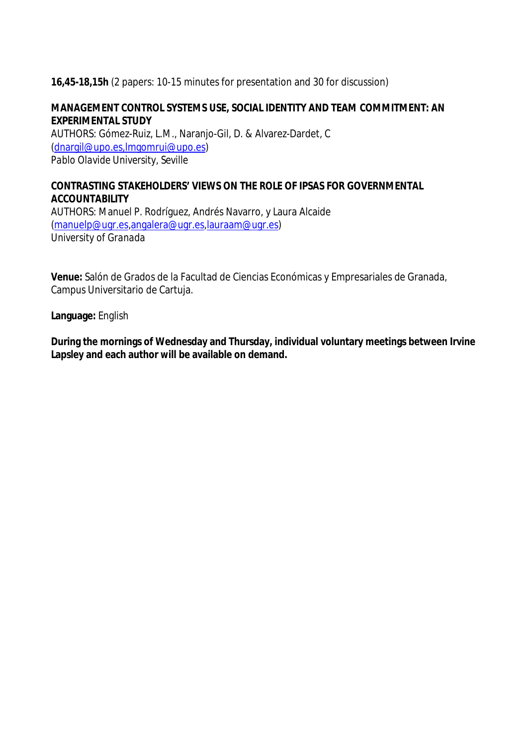**16,45-18,15h** (2 papers: 10-15 minutes for presentation and 30 for discussion)

**MANAGEMENT CONTROL SYSTEMS USE, SOCIAL IDENTITY AND TEAM COMMITMENT: AN EXPERIMENTAL STUDY**
AUTHORS: Gómez-Ruiz, L.M., Naranjo-Gil, D. & Alvarez-Dardet, C
(dnargil@upo.es,lmgomrui@upo.es)
Pablo Olavide University, Seville

**CONTRASTING STAKEHOLDERS' VIEWS ON THE ROLE OF IPSAS FOR GOVERNMENTAL ACCOUNTABILITY**
AUTHORS: Manuel P. Rodríguez, Andrés Navarro, y Laura Alcaide
(manuelp@ugr.es,angalera@ugr.es,lauraam@ugr.es)
University of Granada

**Venue:** Salón de Grados de la Facultad de Ciencias Económicas y Empresariales de Granada, Campus Universitario de Cartuja.

**Language:** English

**During the mornings of Wednesday and Thursday, individual voluntary meetings between Irvine Lapsley and each author will be available on demand.**